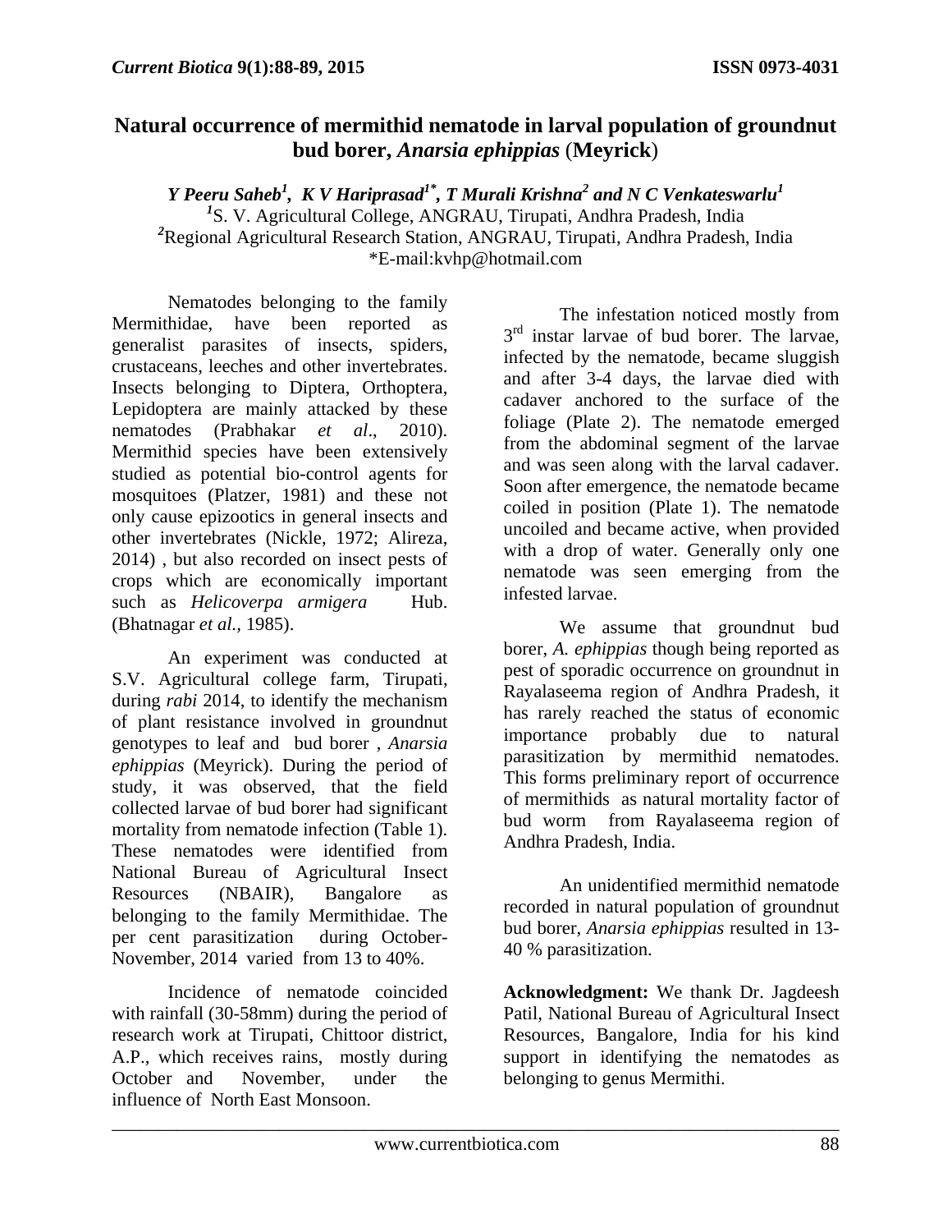# Natural occurrence of mermithid nematode in larval population of groundnut bud borer, *Anarsia ephippias* (Meyrick)

***Y Peeru Saheb[1], K V Hariprasad[1*], T Murali Krishna[2] and N C Venkateswarlu[1]***

[1]S. V. Agricultural College, ANGRAU, Tirupati, Andhra Pradesh, India

[2]Regional Agricultural Research Station, ANGRAU, Tirupati, Andhra Pradesh, India

*E-mail:kvhp@hotmail.com

Nematodes belonging to the family Mermithidae, have been reported as generalist parasites of insects, spiders, crustaceans, leeches and other invertebrates. Insects belonging to Diptera, Orthoptera, Lepidoptera are mainly attacked by these nematodes (Prabhakar *et al*., 2010). Mermithid species have been extensively studied as potential bio-control agents for mosquitoes (Platzer, 1981) and these not only cause epizootics in general insects and other invertebrates (Nickle, 1972; Alireza, 2014) , but also recorded on insect pests of crops which are economically important such as *Helicoverpa armigera* Hub. (Bhatnagar *et al.,* 1985).

An experiment was conducted at S.V. Agricultural college farm, Tirupati, during *rabi* 2014, to identify the mechanism of plant resistance involved in groundnut genotypes to leaf and bud borer , *Anarsia ephippias* (Meyrick). During the period of study, it was observed, that the field collected larvae of bud borer had significant mortality from nematode infection (Table 1). These nematodes were identified from National Bureau of Agricultural Insect Resources (NBAIR), Bangalore as belonging to the family Mermithidae. The per cent parasitization during October-November, 2014 varied from 13 to 40%.

Incidence of nematode coincided with rainfall (30-58mm) during the period of research work at Tirupati, Chittoor district, A.P., which receives rains, mostly during October and November, under the influence of North East Monsoon.

The infestation noticed mostly from 3rd instar larvae of bud borer. The larvae, infected by the nematode, became sluggish and after 3-4 days, the larvae died with cadaver anchored to the surface of the foliage (Plate 2). The nematode emerged from the abdominal segment of the larvae and was seen along with the larval cadaver. Soon after emergence, the nematode became coiled in position (Plate 1). The nematode uncoiled and became active, when provided with a drop of water. Generally only one nematode was seen emerging from the infested larvae.

We assume that groundnut bud borer, *A. ephippias* though being reported as pest of sporadic occurrence on groundnut in Rayalaseema region of Andhra Pradesh, it has rarely reached the status of economic importance probably due to natural parasitization by mermithid nematodes. This forms preliminary report of occurrence of mermithids as natural mortality factor of bud worm from Rayalaseema region of Andhra Pradesh, India.

An unidentified mermithid nematode recorded in natural population of groundnut bud borer, *Anarsia ephippias* resulted in 13-40 % parasitization.

**Acknowledgment:** We thank Dr. Jagdeesh Patil, National Bureau of Agricultural Insect Resources, Bangalore, India for his kind support in identifying the nematodes as belonging to genus Mermithi.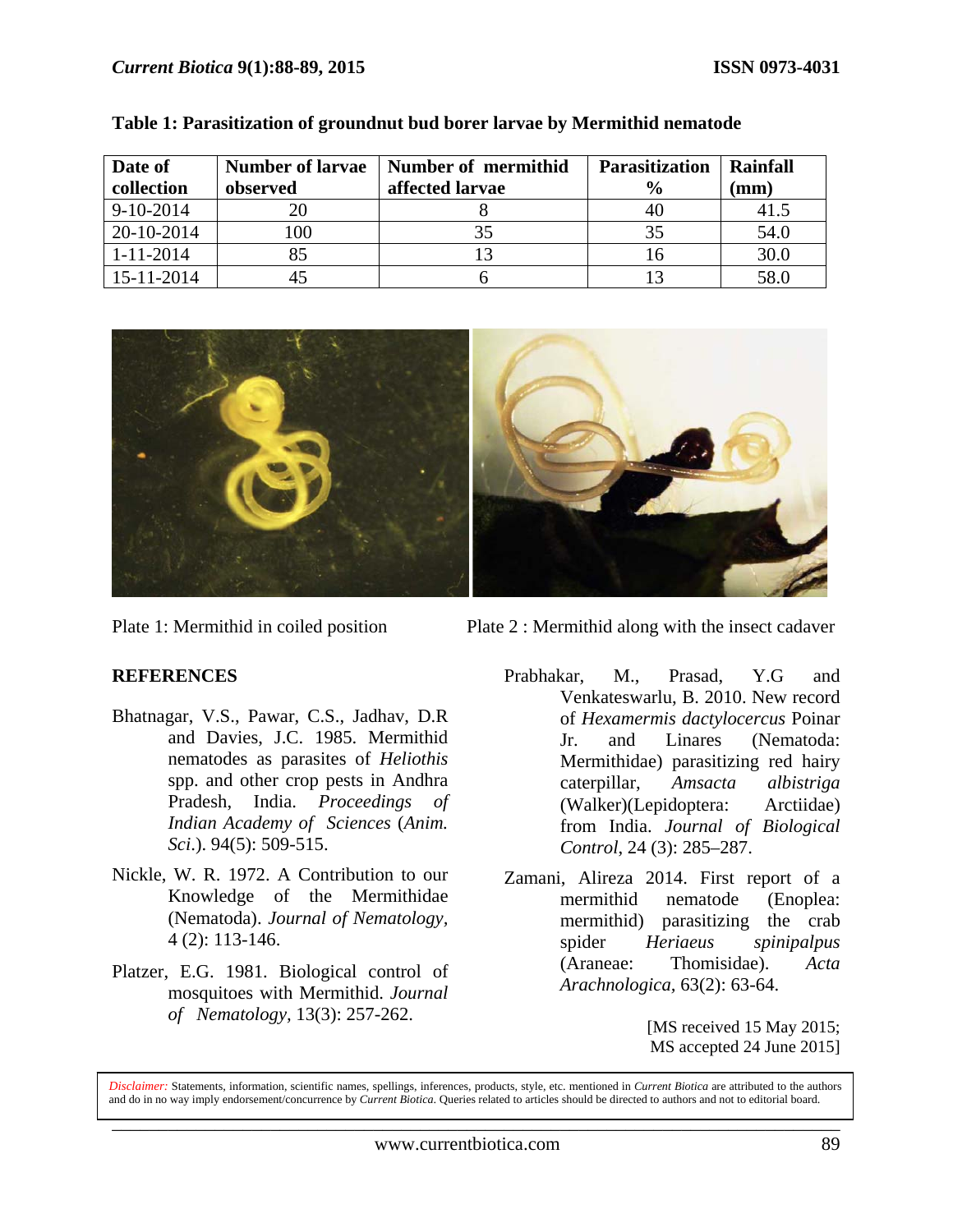**Table 1: Parasitization of groundnut bud borer larvae by Mermithid nematode**

| Date of collection | Number of larvae observed | Number of mermithid affected larvae | Parasitization % | Rainfall (mm) |
|---|---|---|---|---|
| 9-10-2014 | 20 | 8 | 40 | 41.5 |
| 20-10-2014 | 100 | 35 | 35 | 54.0 |
| 1-11-2014 | 85 | 13 | 16 | 30.0 |
| 15-11-2014 | 45 | 6 | 13 | 58.0 |

Plate 1: Mermithid in coiled position

Plate 2 : Mermithid along with the insect cadaver

## REFERENCES

Bhatnagar, V.S., Pawar, C.S., Jadhav, D.R and Davies, J.C. 1985. Mermithid nematodes as parasites of *Heliothis* spp. and other crop pests in Andhra Pradesh, India. *Proceedings of Indian Academy of Sciences* (*Anim. Sci*.). 94(5): 509-515.

Nickle, W. R. 1972. A Contribution to our Knowledge of the Mermithidae (Nematoda). *Journal of Nematology*, 4 (2): 113-146.

Platzer, E.G. 1981. Biological control of mosquitoes with Mermithid. *Journal of Nematology*, 13(3): 257-262.

Prabhakar, M., Prasad, Y.G and Venkateswarlu, B. 2010. New record of *Hexamermis dactylocercus* Poinar Jr. and Linares (Nematoda: Mermithidae) parasitizing red hairy caterpillar, *Amsacta albistriga* (Walker)(Lepidoptera: Arctiidae) from India. *Journal of Biological Control*, 24 (3): 285–287.

Zamani, Alireza 2014. First report of a mermithid nematode (Enoplea: mermithid) parasitizing the crab spider *Heriaeus spinipalpus* (Araneae: Thomisidae). *Acta Arachnologica*, 63(2): 63-64.

[MS received 15 May 2015;
MS accepted 24 June 2015]

*Disclaimer:* Statements, information, scientific names, spellings, inferences, products, style, etc. mentioned in *Current Biotica* are attributed to the authors and do in no way imply endorsement/concurrence by *Current Biotica*. Queries related to articles should be directed to authors and not to editorial board.